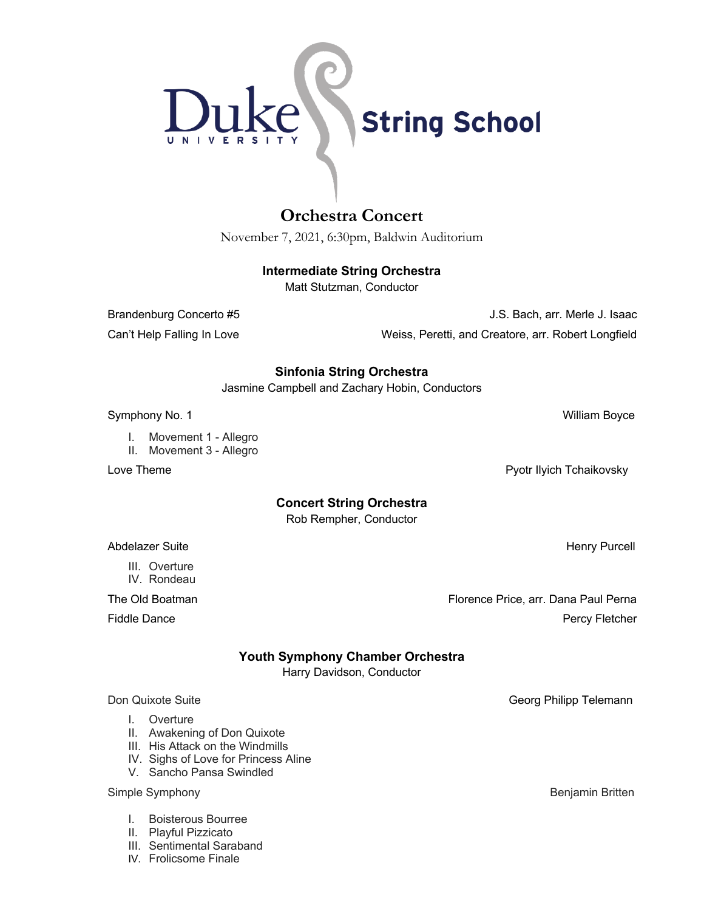Duke University String School

# Orchestra Concert

November 7, 2021, 6:30pm, Baldwin Auditorium

### Intermediate String Orchestra

Matt Stutzman, Conductor

Brandenburg Concerto #5 — J.S. Bach, arr. Merle J. Isaac

Can't Help Falling In Love — Weiss, Peretti, and Creatore, arr. Robert Longfield

### Sinfonia String Orchestra

Jasmine Campbell and Zachary Hobin, Conductors

Symphony No. 1 — William Boyce

- I. Movement 1 - Allegro
- II. Movement 3 - Allegro

Love Theme — Pyotr Ilyich Tchaikovsky

### Concert String Orchestra

Rob Rempher, Conductor

Abdelazer Suite — Henry Purcell

- III. Overture
- IV. Rondeau

The Old Boatman — Florence Price, arr. Dana Paul Perna

Fiddle Dance — Percy Fletcher

### Youth Symphony Chamber Orchestra

Harry Davidson, Conductor

Don Quixote Suite — Georg Philipp Telemann

- I. Overture
- II. Awakening of Don Quixote
- III. His Attack on the Windmills
- IV. Sighs of Love for Princess Aline
- V. Sancho Pansa Swindled

Simple Symphony — Benjamin Britten

- I. Boisterous Bourree
- II. Playful Pizzicato
- III. Sentimental Saraband
- IV. Frolicsome Finale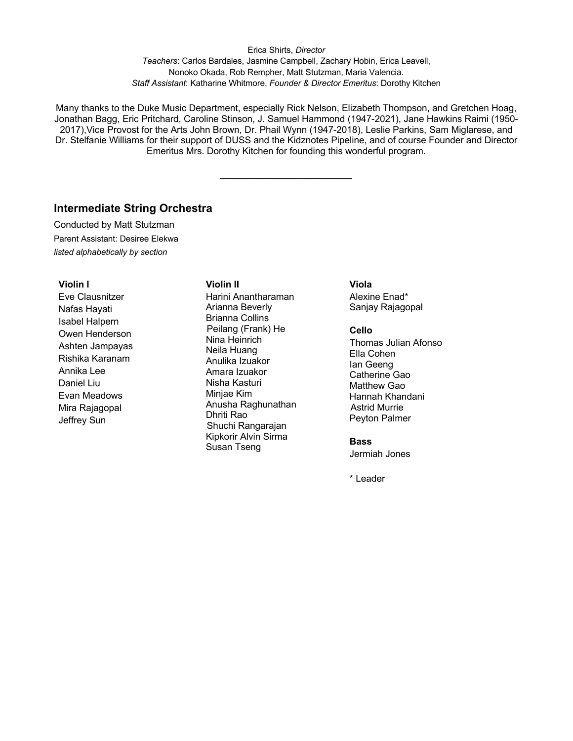Erica Shirts, *Director*
*Teachers*: Carlos Bardales, Jasmine Campbell, Zachary Hobin, Erica Leavell, Nonoko Okada, Rob Rempher, Matt Stutzman, Maria Valencia.
*Staff Assistant*: Katharine Whitmore, *Founder & Director Emeritus*: Dorothy Kitchen

Many thanks to the Duke Music Department, especially Rick Nelson, Elizabeth Thompson, and Gretchen Hoag, Jonathan Bagg, Eric Pritchard, Caroline Stinson, J. Samuel Hammond (1947-2021), Jane Hawkins Raimi (1950-2017),Vice Provost for the Arts John Brown, Dr. Phail Wynn (1947-2018), Leslie Parkins, Sam Miglarese, and Dr. Stelfanie Williams for their support of DUSS and the Kidznotes Pipeline, and of course Founder and Director Emeritus Mrs. Dorothy Kitchen for founding this wonderful program.

---

## Intermediate String Orchestra

Conducted by Matt Stutzman
Parent Assistant: Desiree Elekwa
*listed alphabetically by section*

**Violin I**
Eve Clausnitzer
Nafas Hayati
Isabel Halpern
Owen Henderson
Ashten Jampayas
Rishika Karanam
Annika Lee
Daniel Liu
Evan Meadows
Mira Rajagopal
Jeffrey Sun

**Violin II**
Harini Anantharaman
Arianna Beverly
Brianna Collins
Peilang (Frank) He
Nina Heinrich
Neila Huang
Anulika Izuakor
Amara Izuakor
Nisha Kasturi
Minjae Kim
Anusha Raghunathan
Dhriti Rao
Shuchi Rangarajan
Kipkorir Alvin Sirma
Susan Tseng

**Viola**
Alexine Enad*
Sanjay Rajagopal

**Cello**
Thomas Julian Afonso
Ella Cohen
Ian Geeng
Catherine Gao
Matthew Gao
Hannah Khandani
Astrid Murrie
Peyton Palmer

**Bass**
Jermiah Jones

* Leader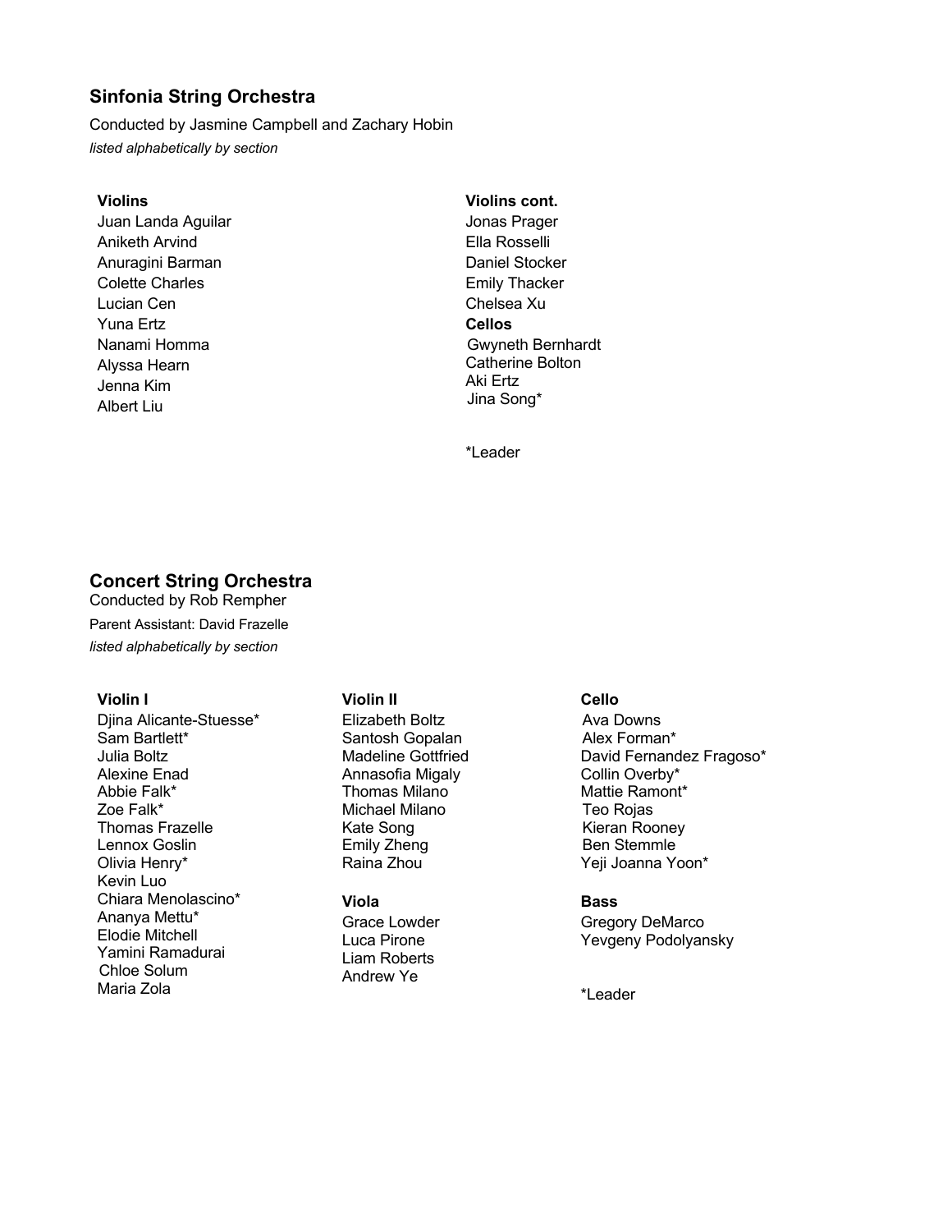## Sinfonia String Orchestra

Conducted by Jasmine Campbell and Zachary Hobin

*listed alphabetically by section*

**Violins**

Juan Landa Aguilar
Aniketh Arvind
Anuragini Barman
Colette Charles
Lucian Cen
Yuna Ertz
Nanami Homma
Alyssa Hearn
Jenna Kim
Albert Liu

**Violins cont.**

Jonas Prager
Ella Rosselli
Daniel Stocker
Emily Thacker
Chelsea Xu

**Cellos**

Gwyneth Bernhardt
Catherine Bolton
Aki Ertz
Jina Song*

*Leader

## Concert String Orchestra

Conducted by Rob Rempher

Parent Assistant: David Frazelle

*listed alphabetically by section*

**Violin I**

Djina Alicante-Stuesse*
Sam Bartlett*
Julia Boltz
Alexine Enad
Abbie Falk*
Zoe Falk*
Thomas Frazelle
Lennox Goslin
Olivia Henry*
Kevin Luo
Chiara Menolascino*
Ananya Mettu*
Elodie Mitchell
Yamini Ramadurai
Chloe Solum
Maria Zola

**Violin II**

Elizabeth Boltz
Santosh Gopalan
Madeline Gottfried
Annasofia Migaly
Thomas Milano
Michael Milano
Kate Song
Emily Zheng
Raina Zhou

**Viola**

Grace Lowder
Luca Pirone
Liam Roberts
Andrew Ye

**Cello**

Ava Downs
Alex Forman*
David Fernandez Fragoso*
Collin Overby*
Mattie Ramont*
Teo Rojas
Kieran Rooney
Ben Stemmle
Yeji Joanna Yoon*

**Bass**

Gregory DeMarco
Yevgeny Podolyansky

*Leader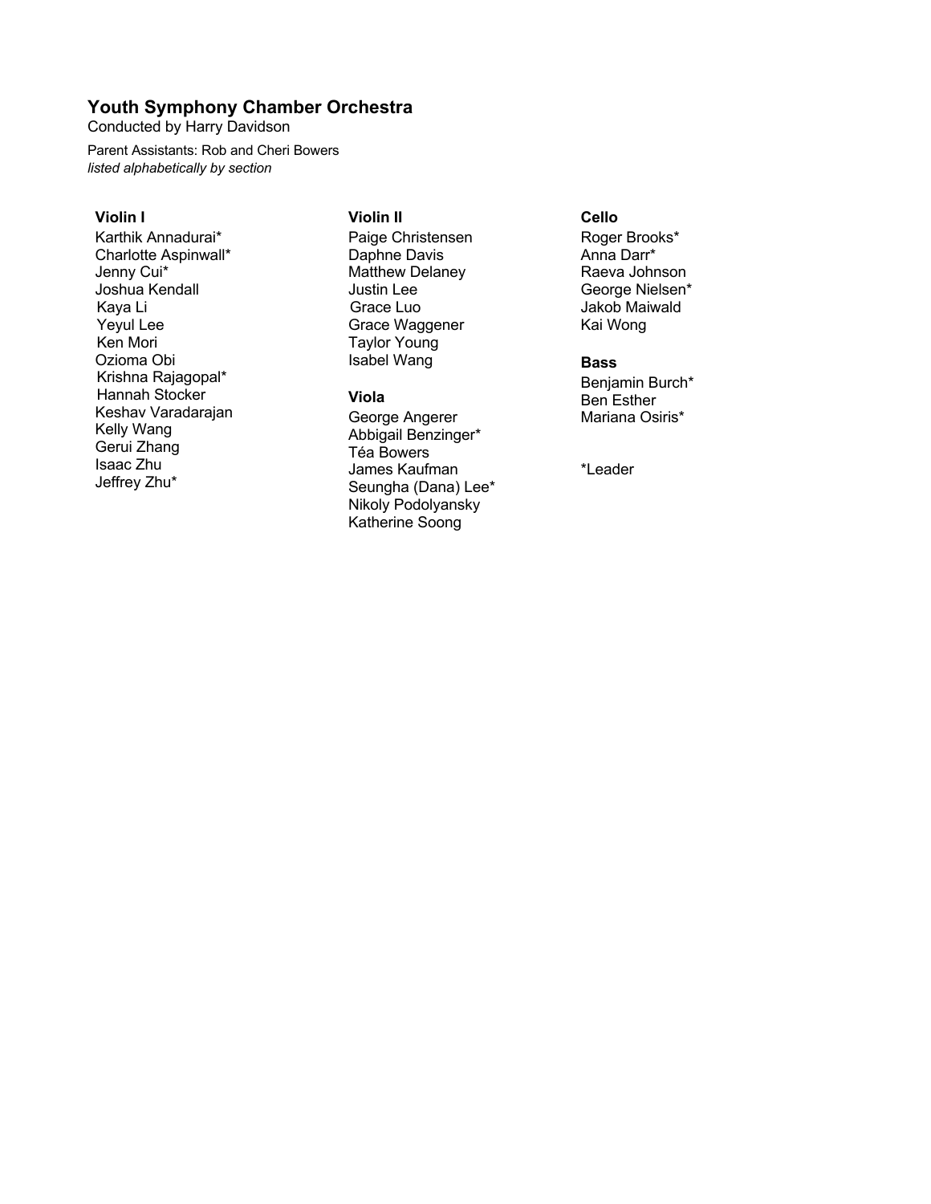## Youth Symphony Chamber Orchestra

Conducted by Harry Davidson

Parent Assistants: Rob and Cheri Bowers
*listed alphabetically by section*

**Violin I**

Karthik Annadurai*
Charlotte Aspinwall*
Jenny Cui*
Joshua Kendall
Kaya Li
Yeyul Lee
Ken Mori
Ozioma Obi
Krishna Rajagopal*
Hannah Stocker
Keshav Varadarajan
Kelly Wang
Gerui Zhang
Isaac Zhu
Jeffrey Zhu*

**Violin II**

Paige Christensen
Daphne Davis
Matthew Delaney
Justin Lee
Grace Luo
Grace Waggener
Taylor Young
Isabel Wang

**Viola**

George Angerer
Abbigail Benzinger*
Téa Bowers
James Kaufman
Seungha (Dana) Lee*
Nikoly Podolyansky
Katherine Soong

**Cello**

Roger Brooks*
Anna Darr*
Raeva Johnson
George Nielsen*
Jakob Maiwald
Kai Wong

**Bass**

Benjamin Burch*
Ben Esther
Mariana Osiris*

*Leader